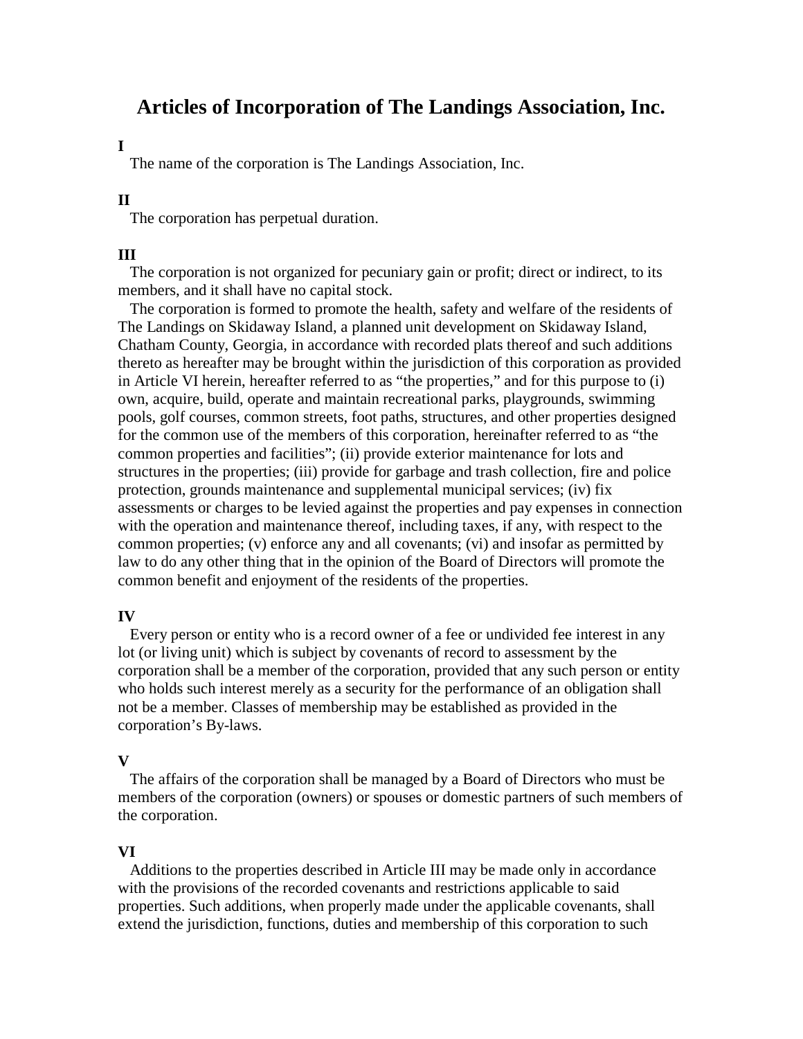# Articles of Incorporation of The Landings Association, Inc.

**I**

The name of the corporation is The Landings Association, Inc.

**II**

The corporation has perpetual duration.

**III**

The corporation is not organized for pecuniary gain or profit; direct or indirect, to its members, and it shall have no capital stock.

The corporation is formed to promote the health, safety and welfare of the residents of The Landings on Skidaway Island, a planned unit development on Skidaway Island, Chatham County, Georgia, in accordance with recorded plats thereof and such additions thereto as hereafter may be brought within the jurisdiction of this corporation as provided in Article VI herein, hereafter referred to as "the properties," and for this purpose to (i) own, acquire, build, operate and maintain recreational parks, playgrounds, swimming pools, golf courses, common streets, foot paths, structures, and other properties designed for the common use of the members of this corporation, hereinafter referred to as "the common properties and facilities"; (ii) provide exterior maintenance for lots and structures in the properties; (iii) provide for garbage and trash collection, fire and police protection, grounds maintenance and supplemental municipal services; (iv) fix assessments or charges to be levied against the properties and pay expenses in connection with the operation and maintenance thereof, including taxes, if any, with respect to the common properties; (v) enforce any and all covenants; (vi) and insofar as permitted by law to do any other thing that in the opinion of the Board of Directors will promote the common benefit and enjoyment of the residents of the properties.

**IV**

Every person or entity who is a record owner of a fee or undivided fee interest in any lot (or living unit) which is subject by covenants of record to assessment by the corporation shall be a member of the corporation, provided that any such person or entity who holds such interest merely as a security for the performance of an obligation shall not be a member. Classes of membership may be established as provided in the corporation's By-laws.

**V**

The affairs of the corporation shall be managed by a Board of Directors who must be members of the corporation (owners) or spouses or domestic partners of such members of the corporation.

**VI**

Additions to the properties described in Article III may be made only in accordance with the provisions of the recorded covenants and restrictions applicable to said properties. Such additions, when properly made under the applicable covenants, shall extend the jurisdiction, functions, duties and membership of this corporation to such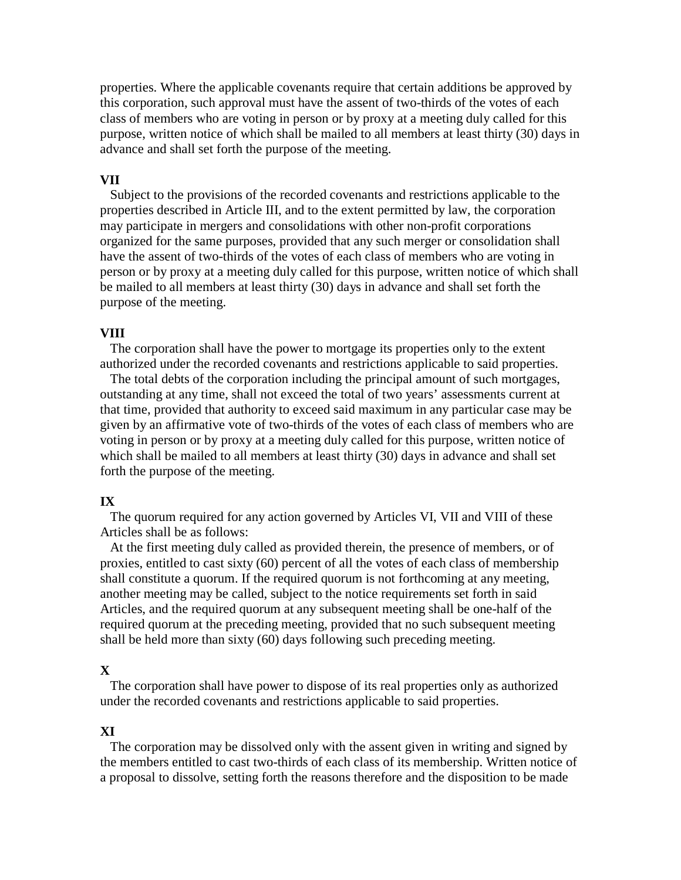properties. Where the applicable covenants require that certain additions be approved by this corporation, such approval must have the assent of two-thirds of the votes of each class of members who are voting in person or by proxy at a meeting duly called for this purpose, written notice of which shall be mailed to all members at least thirty (30) days in advance and shall set forth the purpose of the meeting.

**VII**

Subject to the provisions of the recorded covenants and restrictions applicable to the properties described in Article III, and to the extent permitted by law, the corporation may participate in mergers and consolidations with other non-profit corporations organized for the same purposes, provided that any such merger or consolidation shall have the assent of two-thirds of the votes of each class of members who are voting in person or by proxy at a meeting duly called for this purpose, written notice of which shall be mailed to all members at least thirty (30) days in advance and shall set forth the purpose of the meeting.

**VIII**

The corporation shall have the power to mortgage its properties only to the extent authorized under the recorded covenants and restrictions applicable to said properties.

The total debts of the corporation including the principal amount of such mortgages, outstanding at any time, shall not exceed the total of two years' assessments current at that time, provided that authority to exceed said maximum in any particular case may be given by an affirmative vote of two-thirds of the votes of each class of members who are voting in person or by proxy at a meeting duly called for this purpose, written notice of which shall be mailed to all members at least thirty (30) days in advance and shall set forth the purpose of the meeting.

**IX**

The quorum required for any action governed by Articles VI, VII and VIII of these Articles shall be as follows:

At the first meeting duly called as provided therein, the presence of members, or of proxies, entitled to cast sixty (60) percent of all the votes of each class of membership shall constitute a quorum. If the required quorum is not forthcoming at any meeting, another meeting may be called, subject to the notice requirements set forth in said Articles, and the required quorum at any subsequent meeting shall be one-half of the required quorum at the preceding meeting, provided that no such subsequent meeting shall be held more than sixty (60) days following such preceding meeting.

**X**

The corporation shall have power to dispose of its real properties only as authorized under the recorded covenants and restrictions applicable to said properties.

**XI**

The corporation may be dissolved only with the assent given in writing and signed by the members entitled to cast two-thirds of each class of its membership. Written notice of a proposal to dissolve, setting forth the reasons therefore and the disposition to be made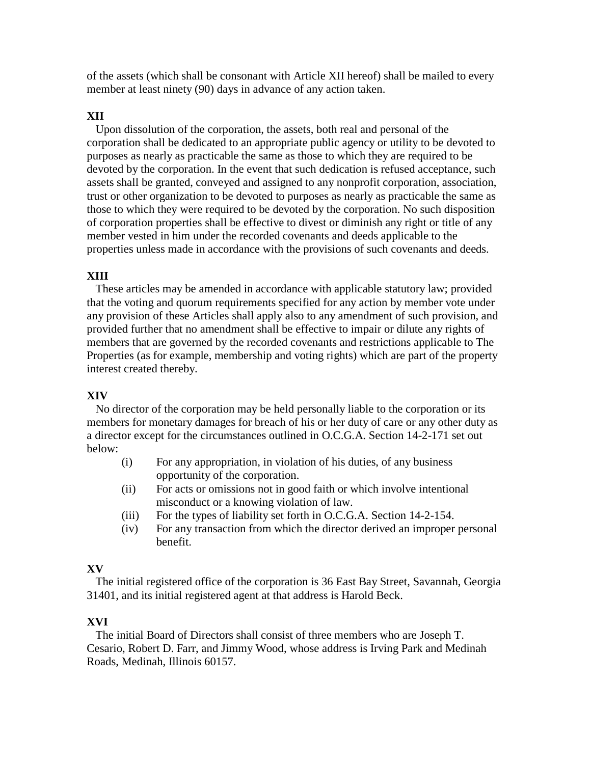of the assets (which shall be consonant with Article XII hereof) shall be mailed to every member at least ninety (90) days in advance of any action taken.

**XII**

Upon dissolution of the corporation, the assets, both real and personal of the corporation shall be dedicated to an appropriate public agency or utility to be devoted to purposes as nearly as practicable the same as those to which they are required to be devoted by the corporation. In the event that such dedication is refused acceptance, such assets shall be granted, conveyed and assigned to any nonprofit corporation, association, trust or other organization to be devoted to purposes as nearly as practicable the same as those to which they were required to be devoted by the corporation. No such disposition of corporation properties shall be effective to divest or diminish any right or title of any member vested in him under the recorded covenants and deeds applicable to the properties unless made in accordance with the provisions of such covenants and deeds.

**XIII**

These articles may be amended in accordance with applicable statutory law; provided that the voting and quorum requirements specified for any action by member vote under any provision of these Articles shall apply also to any amendment of such provision, and provided further that no amendment shall be effective to impair or dilute any rights of members that are governed by the recorded covenants and restrictions applicable to The Properties (as for example, membership and voting rights) which are part of the property interest created thereby.

**XIV**

No director of the corporation may be held personally liable to the corporation or its members for monetary damages for breach of his or her duty of care or any other duty as a director except for the circumstances outlined in O.C.G.A. Section 14-2-171 set out below:

- (i) For any appropriation, in violation of his duties, of any business opportunity of the corporation.
- (ii) For acts or omissions not in good faith or which involve intentional misconduct or a knowing violation of law.
- (iii) For the types of liability set forth in O.C.G.A. Section 14-2-154.
- (iv) For any transaction from which the director derived an improper personal benefit.

**XV**

The initial registered office of the corporation is 36 East Bay Street, Savannah, Georgia 31401, and its initial registered agent at that address is Harold Beck.

**XVI**

The initial Board of Directors shall consist of three members who are Joseph T. Cesario, Robert D. Farr, and Jimmy Wood, whose address is Irving Park and Medinah Roads, Medinah, Illinois 60157.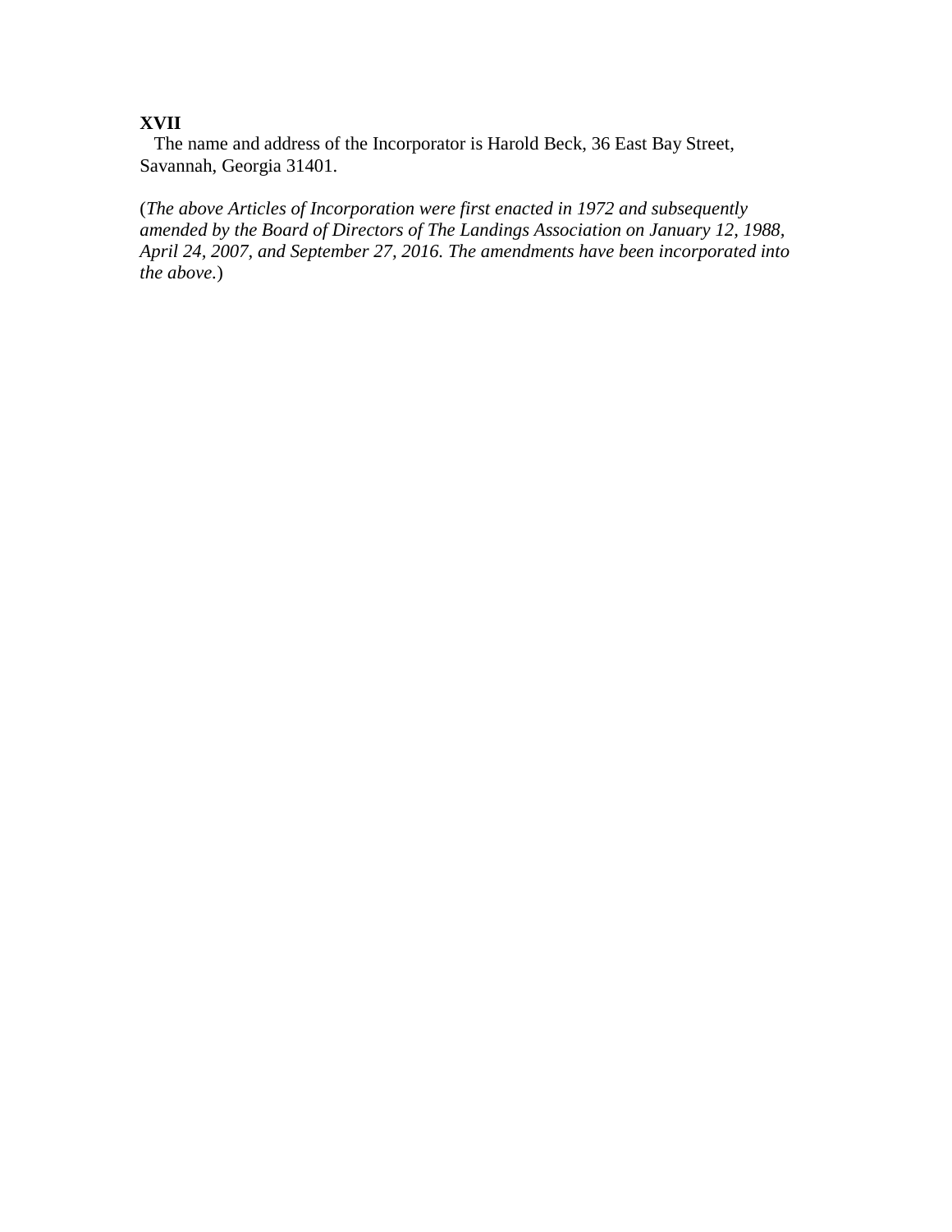**XVII**

The name and address of the Incorporator is Harold Beck, 36 East Bay Street, Savannah, Georgia 31401.

(*The above Articles of Incorporation were first enacted in 1972 and subsequently amended by the Board of Directors of The Landings Association on January 12, 1988, April 24, 2007, and September 27, 2016. The amendments have been incorporated into the above.*)